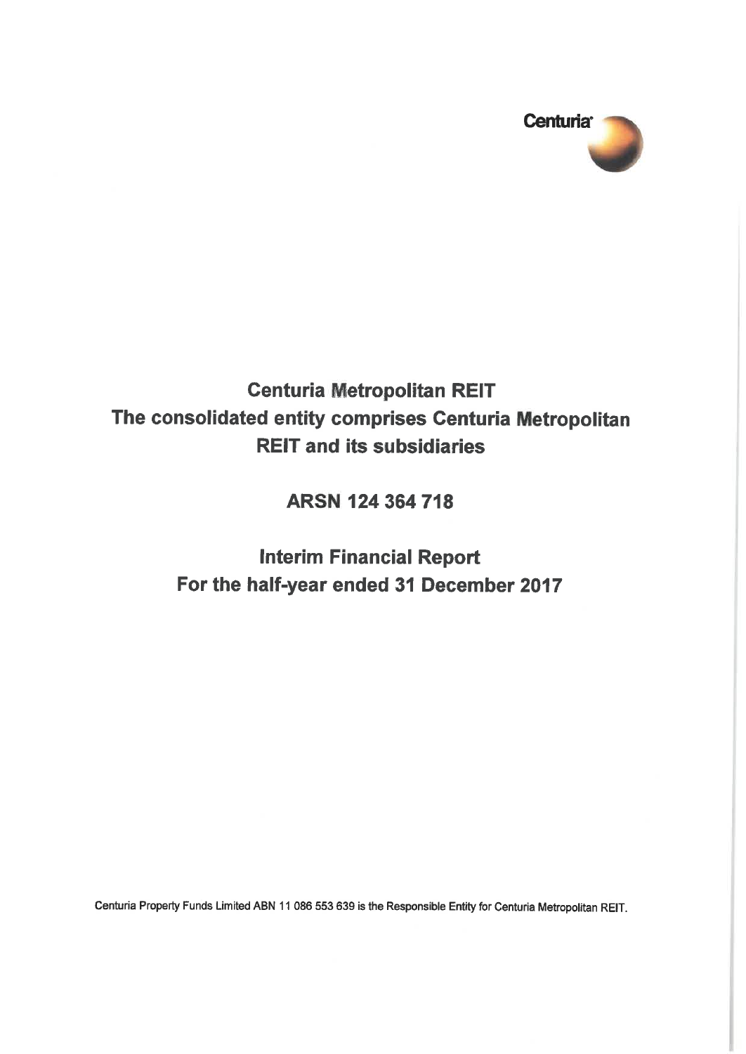Centuria

# Centuria Metropolitan REIT

## The consolidated entity comprises Centuria Metropolitan REIT and its subsidiaries

## ARSN 124 364 718

## Interim Financial Report
## For the half-year ended 31 December 2017

Centuria Property Funds Limited ABN 11 086 553 639 is the Responsible Entity for Centuria Metropolitan REIT.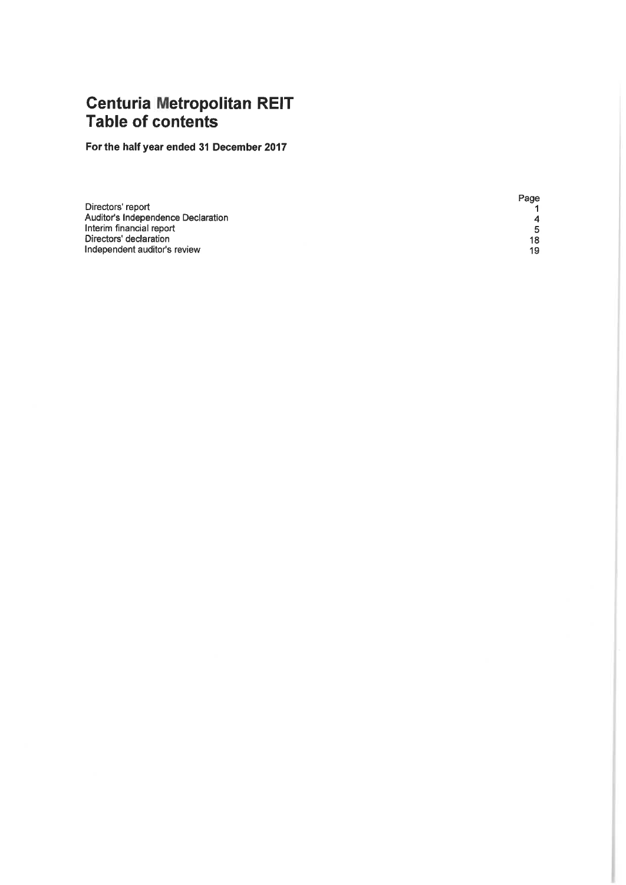# Centuria Metropolitan REIT
# Table of contents

**For the half year ended 31 December 2017**

| | Page |
|---|---|
| Directors' report | 1 |
| Auditor's Independence Declaration | 4 |
| Interim financial report | 5 |
| Directors' declaration | 18 |
| Independent auditor's review | 19 |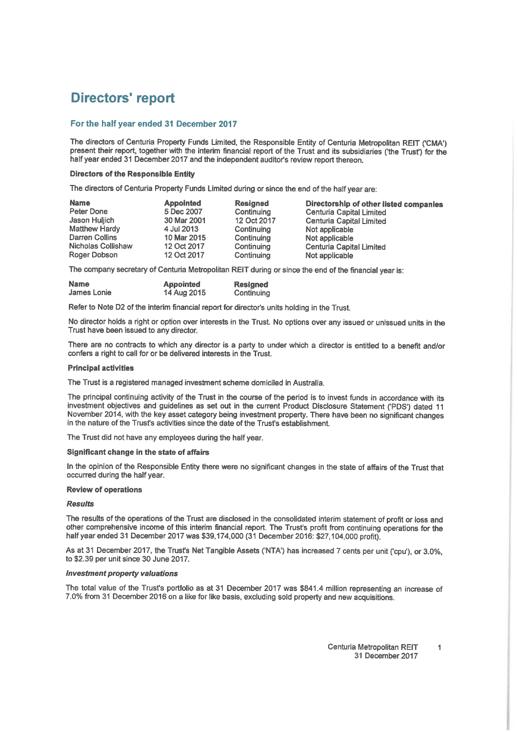# Directors' report

## For the half year ended 31 December 2017

The directors of Centuria Property Funds Limited, the Responsible Entity of Centuria Metropolitan REIT ('CMA') present their report, together with the interim financial report of the Trust and its subsidiaries ('the Trust') for the half year ended 31 December 2017 and the independent auditor's review report thereon.

**Directors of the Responsible Entity**

The directors of Centuria Property Funds Limited during or since the end of the half year are:

| Name | Appointed | Resigned | Directorship of other listed companies |
|---|---|---|---|
| Peter Done | 5 Dec 2007 | Continuing | Centuria Capital Limited |
| Jason Huljich | 30 Mar 2001 | 12 Oct 2017 | Centuria Capital Limited |
| Matthew Hardy | 4 Jul 2013 | Continuing | Not applicable |
| Darren Collins | 10 Mar 2015 | Continuing | Not applicable |
| Nicholas Collishaw | 12 Oct 2017 | Continuing | Centuria Capital Limited |
| Roger Dobson | 12 Oct 2017 | Continuing | Not applicable |

The company secretary of Centuria Metropolitan REIT during or since the end of the financial year is:

| Name | Appointed | Resigned |
|---|---|---|
| James Lonie | 14 Aug 2015 | Continuing |

Refer to Note D2 of the interim financial report for director's units holding in the Trust.

No director holds a right or option over interests in the Trust. No options over any issued or unissued units in the Trust have been issued to any director.

There are no contracts to which any director is a party to under which a director is entitled to a benefit and/or confers a right to call for or be delivered interests in the Trust.

**Principal activities**

The Trust is a registered managed investment scheme domiciled in Australia.

The principal continuing activity of the Trust in the course of the period is to invest funds in accordance with its investment objectives and guidelines as set out in the current Product Disclosure Statement ('PDS') dated 11 November 2014, with the key asset category being investment property. There have been no significant changes in the nature of the Trust's activities since the date of the Trust's establishment.

The Trust did not have any employees during the half year.

**Significant change in the state of affairs**

In the opinion of the Responsible Entity there were no significant changes in the state of affairs of the Trust that occurred during the half year.

**Review of operations**

***Results***

The results of the operations of the Trust are disclosed in the consolidated interim statement of profit or loss and other comprehensive income of this interim financial report. The Trust's profit from continuing operations for the half year ended 31 December 2017 was $39,174,000 (31 December 2016: $27,104,000 profit).

As at 31 December 2017, the Trust's Net Tangible Assets ('NTA') has increased 7 cents per unit ('cpu'), or 3.0%, to $2.39 per unit since 30 June 2017.

***Investment property valuations***

The total value of the Trust's portfolio as at 31 December 2017 was $841.4 million representing an increase of 7.0% from 31 December 2016 on a like for like basis, excluding sold property and new acquisitions.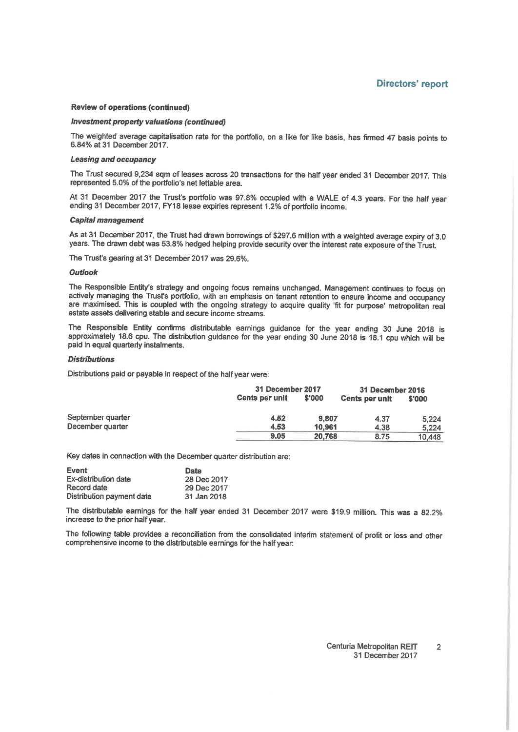# Directors' report

**Review of operations (continued)**

***Investment property valuations (continued)***

The weighted average capitalisation rate for the portfolio, on a like for like basis, has firmed 47 basis points to 6.84% at 31 December 2017.

***Leasing and occupancy***

The Trust secured 9,234 sqm of leases across 20 transactions for the half year ended 31 December 2017. This represented 5.0% of the portfolio's net lettable area.

At 31 December 2017 the Trust's portfolio was 97.8% occupied with a WALE of 4.3 years. For the half year ending 31 December 2017, FY18 lease expiries represent 1.2% of portfolio income.

***Capital management***

As at 31 December 2017, the Trust had drawn borrowings of $297.6 million with a weighted average expiry of 3.0 years. The drawn debt was 53.8% hedged helping provide security over the interest rate exposure of the Trust.

The Trust's gearing at 31 December 2017 was 29.6%.

***Outlook***

The Responsible Entity's strategy and ongoing focus remains unchanged. Management continues to focus on actively managing the Trust's portfolio, with an emphasis on tenant retention to ensure income and occupancy are maximised. This is coupled with the ongoing strategy to acquire quality 'fit for purpose' metropolitan real estate assets delivering stable and secure income streams.

The Responsible Entity confirms distributable earnings guidance for the year ending 30 June 2018 is approximately 18.6 cpu. The distribution guidance for the year ending 30 June 2018 is 18.1 cpu which will be paid in equal quarterly instalments.

***Distributions***

Distributions paid or payable in respect of the half year were:

| | 31 December 2017 | | 31 December 2016 | |
|---|---|---|---|---|
| | Cents per unit | $'000 | Cents per unit | $'000 |
| September quarter | 4.52 | 9,807 | 4.37 | 5,224 |
| December quarter | 4.53 | 10,961 | 4.38 | 5,224 |
| | **9.05** | **20,768** | 8.75 | 10,448 |

Key dates in connection with the December quarter distribution are:

| Event | Date |
|---|---|
| Ex-distribution date | 28 Dec 2017 |
| Record date | 29 Dec 2017 |
| Distribution payment date | 31 Jan 2018 |

The distributable earnings for the half year ended 31 December 2017 were $19.9 million. This was a 82.2% increase to the prior half year.

The following table provides a reconciliation from the consolidated interim statement of profit or loss and other comprehensive income to the distributable earnings for the half year: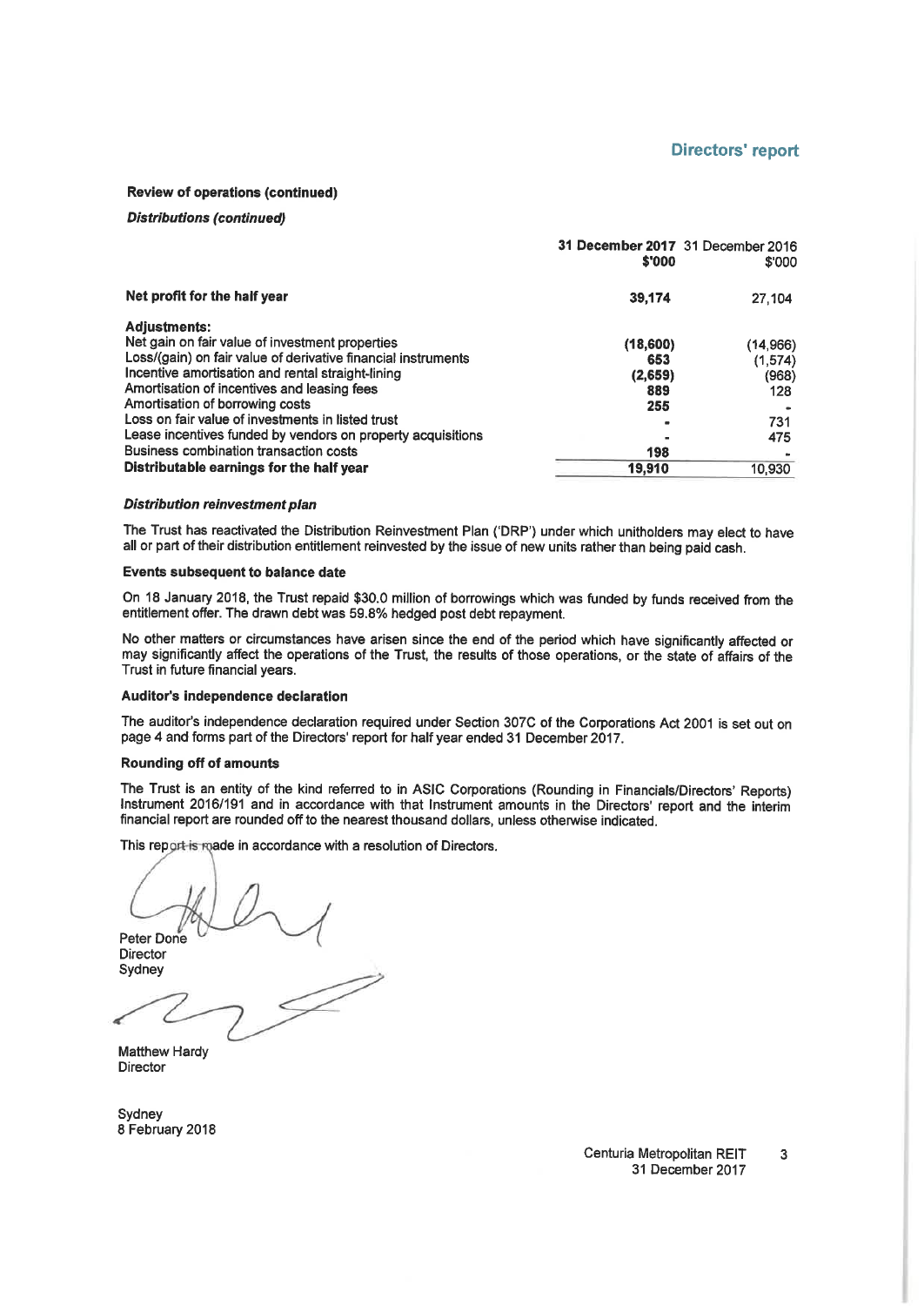## Directors' report

**Review of operations (continued)**

***Distributions (continued)***

| | 31 December 2017 $'000 | 31 December 2016 $'000 |
|---|---|---|
| **Net profit for the half year** | **39,174** | 27,104 |
| **Adjustments:** | | |
| Net gain on fair value of investment properties | **(18,600)** | (14,966) |
| Loss/(gain) on fair value of derivative financial instruments | **653** | (1,574) |
| Incentive amortisation and rental straight-lining | **(2,659)** | (968) |
| Amortisation of incentives and leasing fees | **889** | 128 |
| Amortisation of borrowing costs | **255** | - |
| Loss on fair value of investments in listed trust | **-** | 731 |
| Lease incentives funded by vendors on property acquisitions | **-** | 475 |
| Business combination transaction costs | **198** | - |
| **Distributable earnings for the half year** | **19,910** | 10,930 |

***Distribution reinvestment plan***

The Trust has reactivated the Distribution Reinvestment Plan ('DRP') under which unitholders may elect to have all or part of their distribution entitlement reinvested by the issue of new units rather than being paid cash.

**Events subsequent to balance date**

On 18 January 2018, the Trust repaid $30.0 million of borrowings which was funded by funds received from the entitlement offer. The drawn debt was 59.8% hedged post debt repayment.

No other matters or circumstances have arisen since the end of the period which have significantly affected or may significantly affect the operations of the Trust, the results of those operations, or the state of affairs of the Trust in future financial years.

**Auditor's independence declaration**

The auditor's independence declaration required under Section 307C of the Corporations Act 2001 is set out on page 4 and forms part of the Directors' report for half year ended 31 December 2017.

**Rounding off of amounts**

The Trust is an entity of the kind referred to in ASIC Corporations (Rounding in Financials/Directors' Reports) Instrument 2016/191 and in accordance with that Instrument amounts in the Directors' report and the interim financial report are rounded off to the nearest thousand dollars, unless otherwise indicated.

This report is made in accordance with a resolution of Directors.

Peter Done
Director
Sydney

Matthew Hardy
Director

Sydney
8 February 2018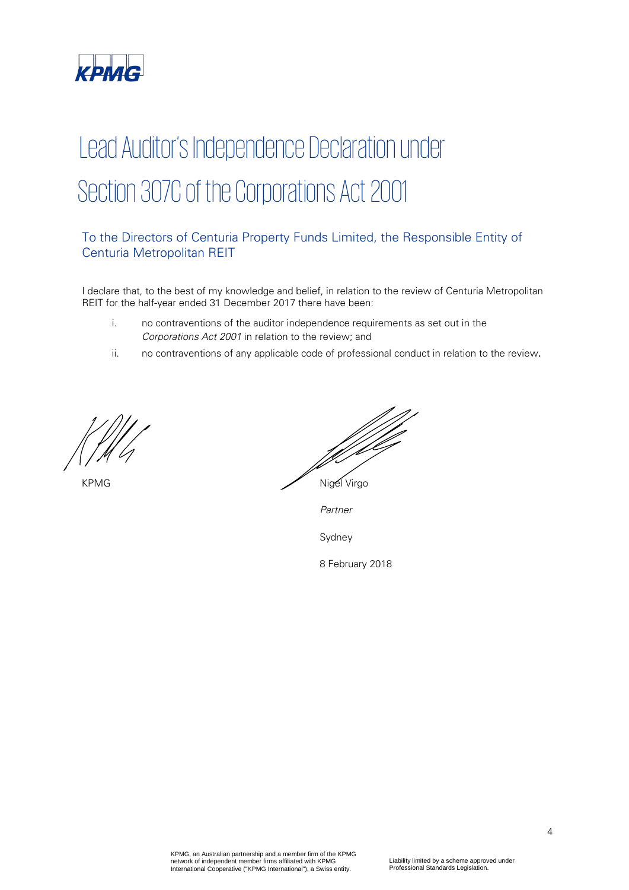KPMG

# Lead Auditor's Independence Declaration under Section 307C of the Corporations Act 2001

## To the Directors of Centuria Property Funds Limited, the Responsible Entity of Centuria Metropolitan REIT

I declare that, to the best of my knowledge and belief, in relation to the review of Centuria Metropolitan REIT for the half-year ended 31 December 2017 there have been:

i. no contraventions of the auditor independence requirements as set out in the *Corporations Act 2001* in relation to the review; and

ii. no contraventions of any applicable code of professional conduct in relation to the review.

KPMG

Nigel Virgo

*Partner*

Sydney

8 February 2018

KPMG, an Australian partnership and a member firm of the KPMG network of independent member firms affiliated with KPMG International Cooperative ("KPMG International"), a Swiss entity.

Liability limited by a scheme approved under Professional Standards Legislation.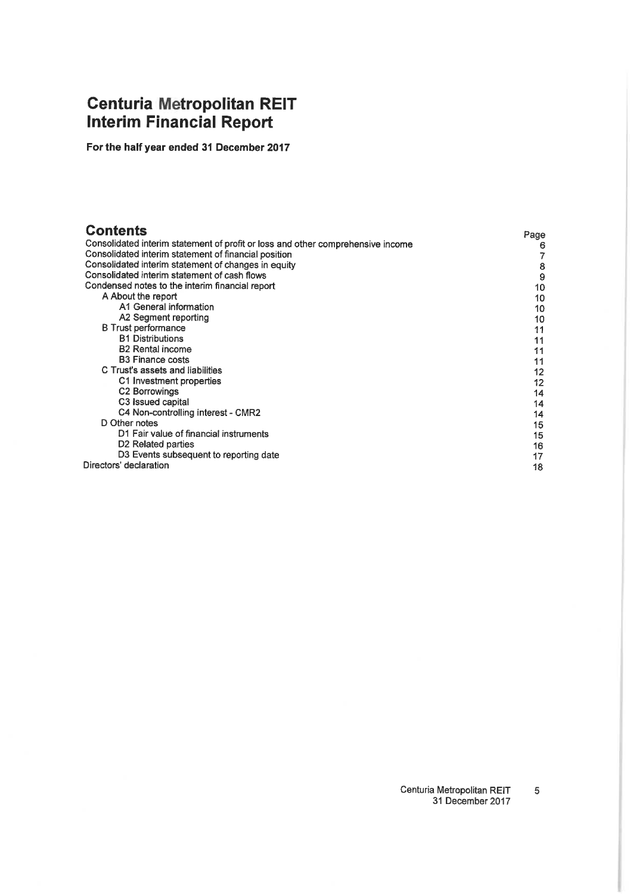# Centuria Metropolitan REIT
# Interim Financial Report

**For the half year ended 31 December 2017**

## Contents

| | Page |
|---|---|
| Consolidated interim statement of profit or loss and other comprehensive income | 6 |
| Consolidated interim statement of financial position | 7 |
| Consolidated interim statement of changes in equity | 8 |
| Consolidated interim statement of cash flows | 9 |
| Condensed notes to the interim financial report | 10 |
| A About the report | 10 |
| A1 General information | 10 |
| A2 Segment reporting | 10 |
| B Trust performance | 11 |
| B1 Distributions | 11 |
| B2 Rental income | 11 |
| B3 Finance costs | 11 |
| C Trust's assets and liabilities | 12 |
| C1 Investment properties | 12 |
| C2 Borrowings | 14 |
| C3 Issued capital | 14 |
| C4 Non-controlling interest - CMR2 | 14 |
| D Other notes | 15 |
| D1 Fair value of financial instruments | 15 |
| D2 Related parties | 16 |
| D3 Events subsequent to reporting date | 17 |
| Directors' declaration | 18 |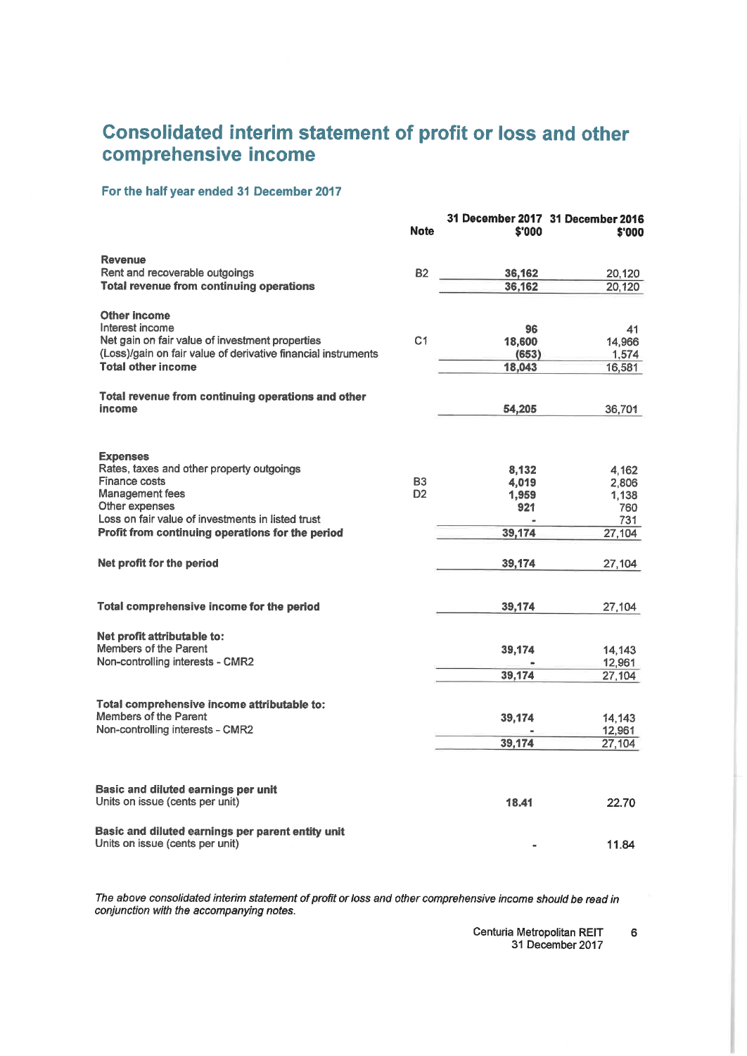# Consolidated interim statement of profit or loss and other comprehensive income

### For the half year ended 31 December 2017

| | Note | 31 December 2017 $'000 | 31 December 2016 $'000 |
|---|---|---|---|
| **Revenue** | | | |
| Rent and recoverable outgoings | B2 | **36,162** | 20,120 |
| **Total revenue from continuing operations** | | **36,162** | 20,120 |
| | | | |
| **Other income** | | | |
| Interest income | | **96** | 41 |
| Net gain on fair value of investment properties | C1 | **18,600** | 14,966 |
| (Loss)/gain on fair value of derivative financial instruments | | **(653)** | 1,574 |
| **Total other income** | | **18,043** | 16,581 |
| | | | |
| **Total revenue from continuing operations and other income** | | **54,205** | 36,701 |
| | | | |
| **Expenses** | | | |
| Rates, taxes and other property outgoings | | **8,132** | 4,162 |
| Finance costs | B3 | **4,019** | 2,806 |
| Management fees | D2 | **1,959** | 1,138 |
| Other expenses | | **921** | 760 |
| Loss on fair value of investments in listed trust | | **-** | 731 |
| **Profit from continuing operations for the period** | | **39,174** | 27,104 |
| | | | |
| **Net profit for the period** | | **39,174** | 27,104 |
| | | | |
| **Total comprehensive income for the period** | | **39,174** | 27,104 |
| | | | |
| **Net profit attributable to:** | | | |
| Members of the Parent | | **39,174** | 14,143 |
| Non-controlling interests - CMR2 | | **-** | 12,961 |
| | | **39,174** | 27,104 |
| | | | |
| **Total comprehensive income attributable to:** | | | |
| Members of the Parent | | **39,174** | 14,143 |
| Non-controlling interests - CMR2 | | **-** | 12,961 |
| | | **39,174** | 27,104 |
| | | | |
| **Basic and diluted earnings per unit** | | | |
| Units on issue (cents per unit) | | **18.41** | 22.70 |
| | | | |
| **Basic and diluted earnings per parent entity unit** | | | |
| Units on issue (cents per unit) | | **-** | 11.84 |

*The above consolidated interim statement of profit or loss and other comprehensive income should be read in conjunction with the accompanying notes.*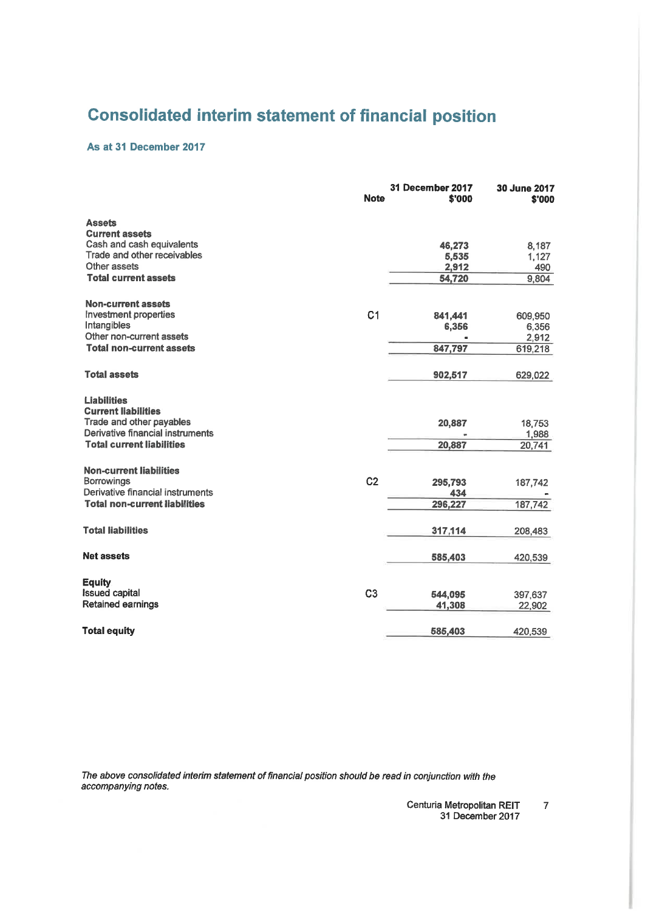# Consolidated interim statement of financial position

### As at 31 December 2017

| | Note | 31 December 2017 $'000 | 30 June 2017 $'000 |
|---|---|---|---|
| **Assets** | | | |
| **Current assets** | | | |
| Cash and cash equivalents | | **46,273** | 8,187 |
| Trade and other receivables | | **5,535** | 1,127 |
| Other assets | | **2,912** | 490 |
| **Total current assets** | | **54,720** | 9,804 |
| | | | |
| **Non-current assets** | | | |
| Investment properties | C1 | **841,441** | 609,950 |
| Intangibles | | **6,356** | 6,356 |
| Other non-current assets | | **-** | 2,912 |
| **Total non-current assets** | | **847,797** | 619,218 |
| | | | |
| **Total assets** | | **902,517** | 629,022 |
| | | | |
| **Liabilities** | | | |
| **Current liabilities** | | | |
| Trade and other payables | | **20,887** | 18,753 |
| Derivative financial instruments | | **-** | 1,988 |
| **Total current liabilities** | | **20,887** | 20,741 |
| | | | |
| **Non-current liabilities** | | | |
| Borrowings | C2 | **295,793** | 187,742 |
| Derivative financial instruments | | **434** | - |
| **Total non-current liabilities** | | **296,227** | 187,742 |
| | | | |
| **Total liabilities** | | **317,114** | 208,483 |
| | | | |
| **Net assets** | | **585,403** | 420,539 |
| | | | |
| **Equity** | | | |
| Issued capital | C3 | **544,095** | 397,637 |
| Retained earnings | | **41,308** | 22,902 |
| | | | |
| **Total equity** | | **585,403** | 420,539 |

*The above consolidated interim statement of financial position should be read in conjunction with the accompanying notes.*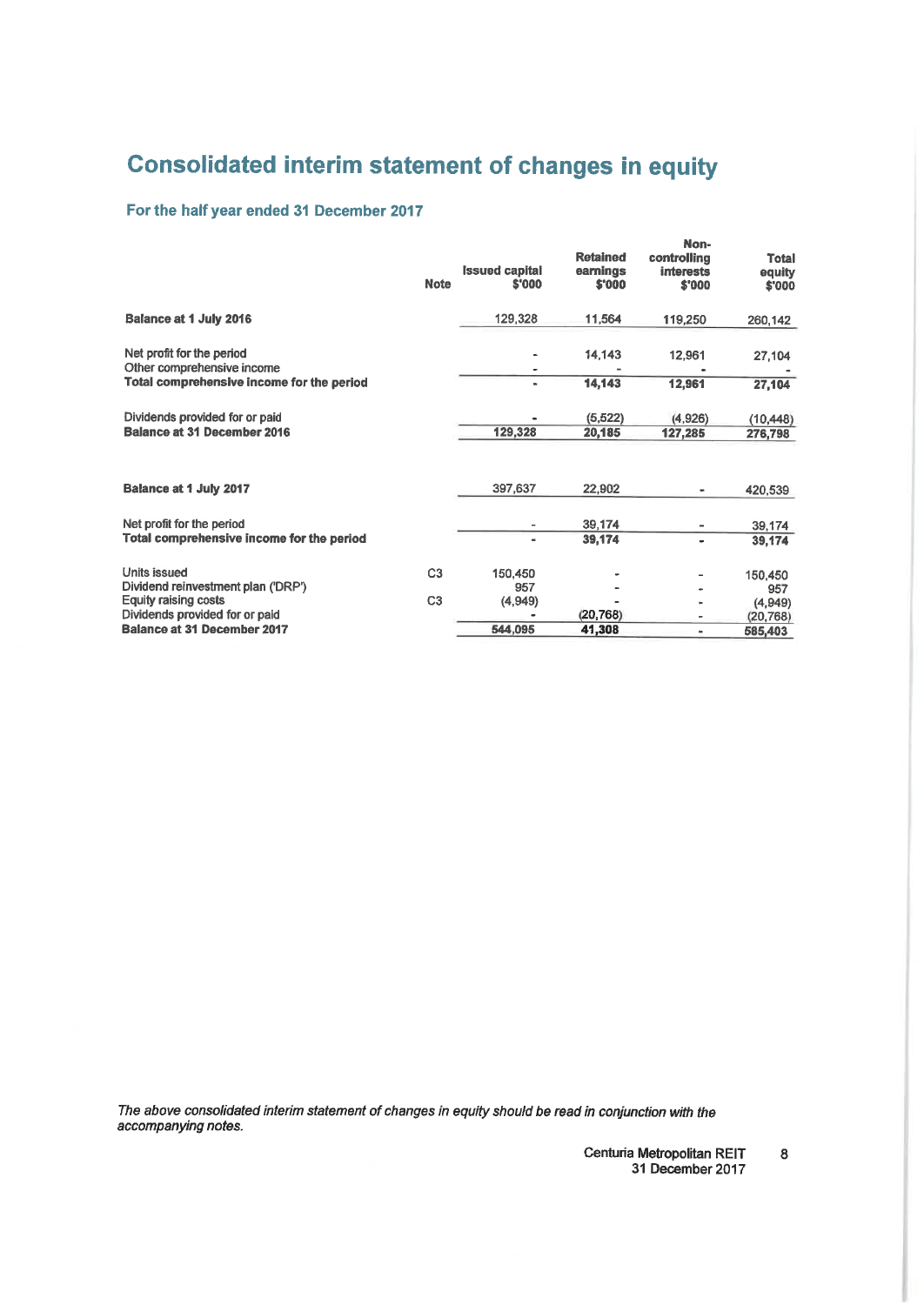# Consolidated interim statement of changes in equity

## For the half year ended 31 December 2017

| | Note | Issued capital $'000 | Retained earnings $'000 | Non-controlling interests $'000 | Total equity $'000 |
|---|---|---|---|---|---|
| **Balance at 1 July 2016** | | 129,328 | 11,564 | 119,250 | 260,142 |
| Net profit for the period | | - | 14,143 | 12,961 | 27,104 |
| Other comprehensive income | | - | - | - | - |
| **Total comprehensive income for the period** | | - | **14,143** | **12,961** | **27,104** |
| Dividends provided for or paid | | - | (5,522) | (4,926) | (10,448) |
| **Balance at 31 December 2016** | | **129,328** | **20,185** | **127,285** | **276,798** |
| **Balance at 1 July 2017** | | 397,637 | 22,902 | - | 420,539 |
| Net profit for the period | | - | 39,174 | - | 39,174 |
| **Total comprehensive income for the period** | | - | **39,174** | - | **39,174** |
| Units issued | C3 | 150,450 | - | - | 150,450 |
| Dividend reinvestment plan ('DRP') | | 957 | - | - | 957 |
| Equity raising costs | C3 | (4,949) | - | - | (4,949) |
| Dividends provided for or paid | | - | (20,768) | - | (20,768) |
| **Balance at 31 December 2017** | | **544,095** | **41,308** | - | **585,403** |

*The above consolidated interim statement of changes in equity should be read in conjunction with the accompanying notes.*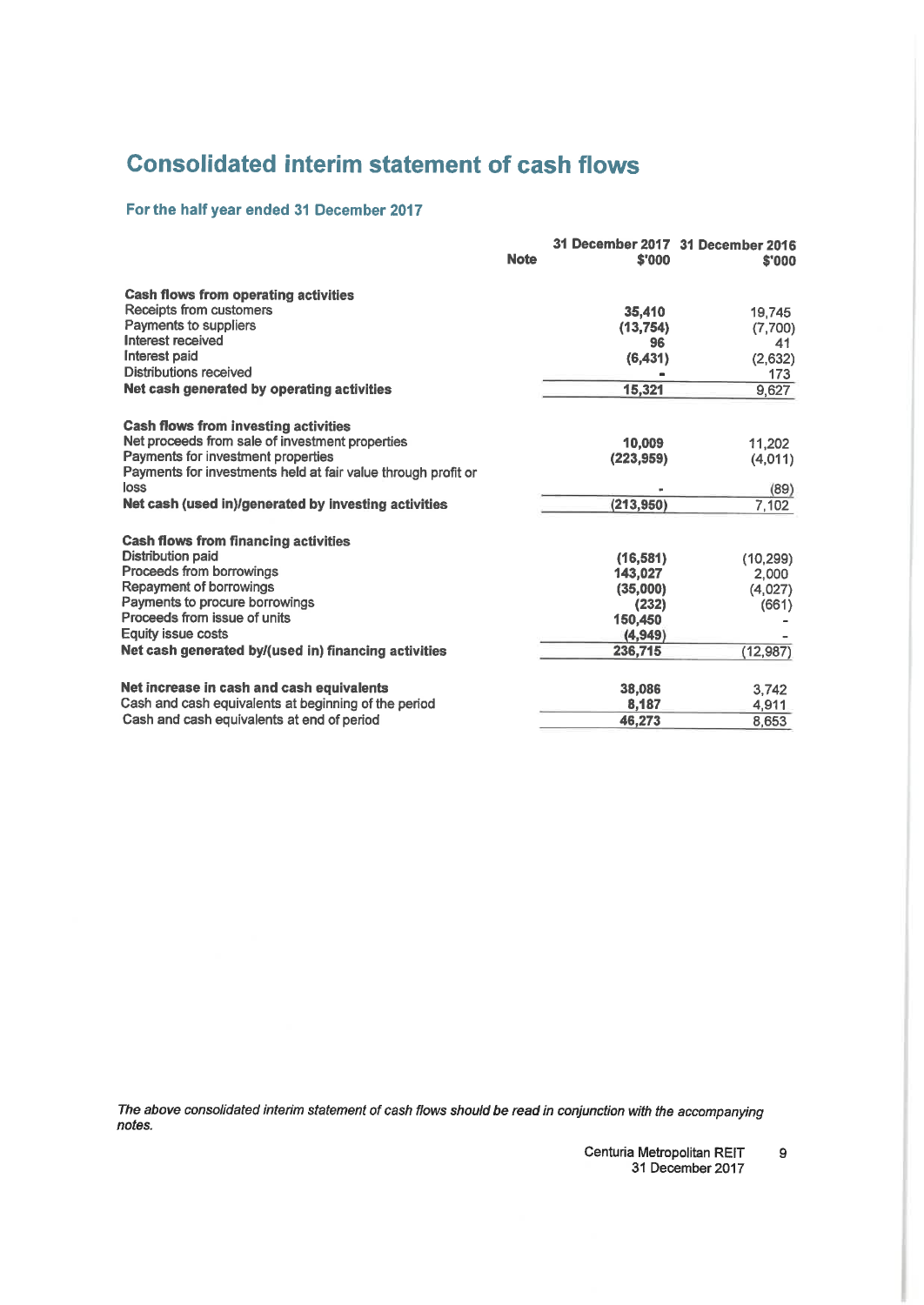# Consolidated interim statement of cash flows

## For the half year ended 31 December 2017

| | Note | 31 December 2017 $'000 | 31 December 2016 $'000 |
|---|---|---|---|
| **Cash flows from operating activities** | | | |
| Receipts from customers | | 35,410 | 19,745 |
| Payments to suppliers | | (13,754) | (7,700) |
| Interest received | | 96 | 41 |
| Interest paid | | (6,431) | (2,632) |
| Distributions received | | - | 173 |
| **Net cash generated by operating activities** | | **15,321** | 9,627 |
| | | | |
| **Cash flows from investing activities** | | | |
| Net proceeds from sale of investment properties | | 10,009 | 11,202 |
| Payments for investment properties | | (223,959) | (4,011) |
| Payments for investments held at fair value through profit or loss | | - | (89) |
| **Net cash (used in)/generated by investing activities** | | **(213,950)** | 7,102 |
| | | | |
| **Cash flows from financing activities** | | | |
| Distribution paid | | (16,581) | (10,299) |
| Proceeds from borrowings | | 143,027 | 2,000 |
| Repayment of borrowings | | (35,000) | (4,027) |
| Payments to procure borrowings | | (232) | (661) |
| Proceeds from issue of units | | 150,450 | - |
| Equity issue costs | | (4,949) | - |
| **Net cash generated by/(used in) financing activities** | | **236,715** | (12,987) |
| | | | |
| **Net increase in cash and cash equivalents** | | **38,086** | 3,742 |
| Cash and cash equivalents at beginning of the period | | 8,187 | 4,911 |
| Cash and cash equivalents at end of period | | **46,273** | 8,653 |

*The above consolidated interim statement of cash flows should be read in conjunction with the accompanying notes.*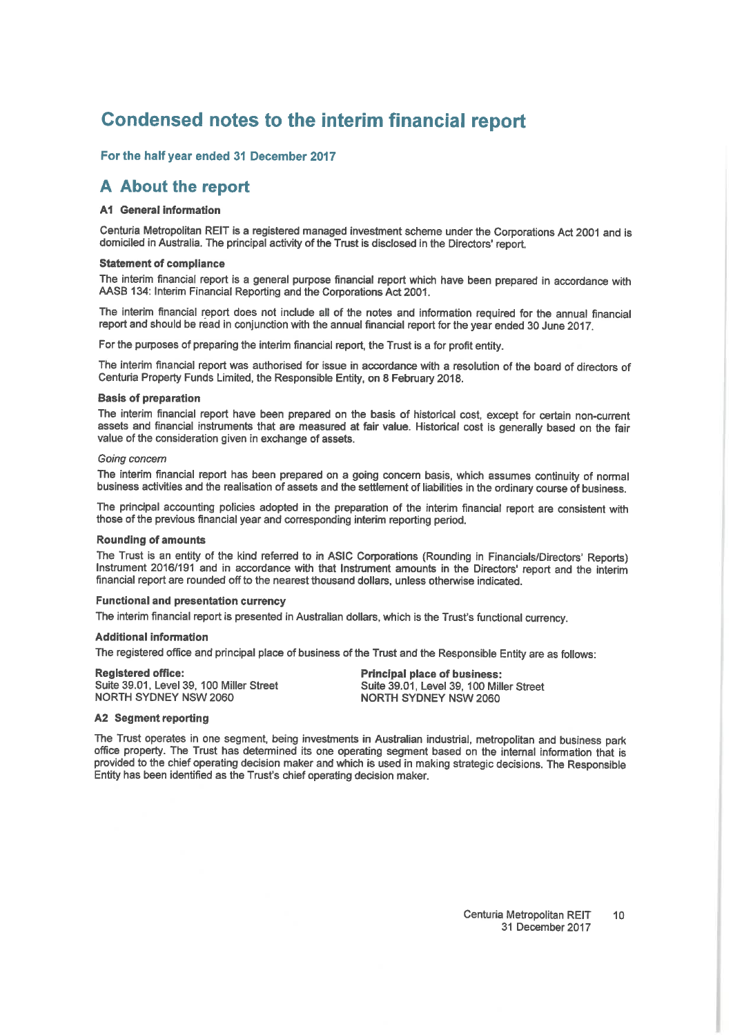# Condensed notes to the interim financial report

**For the half year ended 31 December 2017**

## A About the report

### A1 General information

Centuria Metropolitan REIT is a registered managed investment scheme under the Corporations Act 2001 and is domiciled in Australia. The principal activity of the Trust is disclosed in the Directors' report.

#### Statement of compliance

The interim financial report is a general purpose financial report which have been prepared in accordance with AASB 134: Interim Financial Reporting and the Corporations Act 2001.

The interim financial report does not include all of the notes and information required for the annual financial report and should be read in conjunction with the annual financial report for the year ended 30 June 2017.

For the purposes of preparing the interim financial report, the Trust is a for profit entity.

The interim financial report was authorised for issue in accordance with a resolution of the board of directors of Centuria Property Funds Limited, the Responsible Entity, on 8 February 2018.

#### Basis of preparation

The interim financial report have been prepared on the basis of historical cost, except for certain non-current assets and financial instruments that are measured at fair value. Historical cost is generally based on the fair value of the consideration given in exchange of assets.

*Going concern*

The interim financial report has been prepared on a going concern basis, which assumes continuity of normal business activities and the realisation of assets and the settlement of liabilities in the ordinary course of business.

The principal accounting policies adopted in the preparation of the interim financial report are consistent with those of the previous financial year and corresponding interim reporting period.

#### Rounding of amounts

The Trust is an entity of the kind referred to in ASIC Corporations (Rounding in Financials/Directors' Reports) Instrument 2016/191 and in accordance with that Instrument amounts in the Directors' report and the interim financial report are rounded off to the nearest thousand dollars, unless otherwise indicated.

#### Functional and presentation currency

The interim financial report is presented in Australian dollars, which is the Trust's functional currency.

#### Additional information

The registered office and principal place of business of the Trust and the Responsible Entity are as follows:

**Registered office:**
Suite 39.01, Level 39, 100 Miller Street
NORTH SYDNEY NSW 2060

**Principal place of business:**
Suite 39.01, Level 39, 100 Miller Street
NORTH SYDNEY NSW 2060

### A2 Segment reporting

The Trust operates in one segment, being investments in Australian industrial, metropolitan and business park office property. The Trust has determined its one operating segment based on the internal information that is provided to the chief operating decision maker and which is used in making strategic decisions. The Responsible Entity has been identified as the Trust's chief operating decision maker.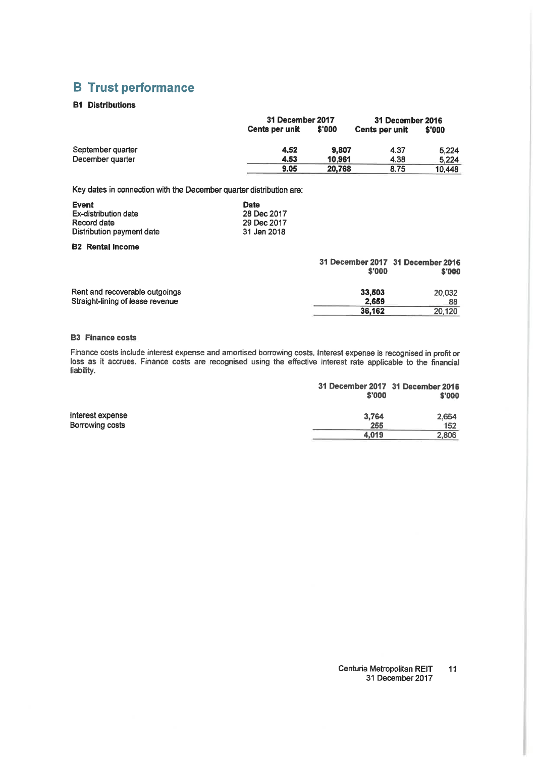# B Trust performance

### B1 Distributions

| | 31 December 2017 | | 31 December 2016 | |
|---|---|---|---|---|
| | Cents per unit | $'000 | Cents per unit | $'000 |
| September quarter | **4.52** | **9,807** | 4.37 | 5,224 |
| December quarter | **4.53** | **10,961** | 4.38 | 5,224 |
| | **9.05** | **20,768** | 8.75 | 10,448 |

Key dates in connection with the December quarter distribution are:

| Event | Date |
|---|---|
| Ex-distribution date | 28 Dec 2017 |
| Record date | 29 Dec 2017 |
| Distribution payment date | 31 Jan 2018 |

### B2 Rental income

| | 31 December 2017 $'000 | 31 December 2016 $'000 |
|---|---|---|
| Rent and recoverable outgoings | **33,503** | 20,032 |
| Straight-lining of lease revenue | **2,659** | 88 |
| | **36,162** | 20,120 |

### B3 Finance costs

Finance costs include interest expense and amortised borrowing costs. Interest expense is recognised in profit or loss as it accrues. Finance costs are recognised using the effective interest rate applicable to the financial liability.

| | 31 December 2017 $'000 | 31 December 2016 $'000 |
|---|---|---|
| Interest expense | **3,764** | 2,654 |
| Borrowing costs | **255** | 152 |
| | **4,019** | 2,806 |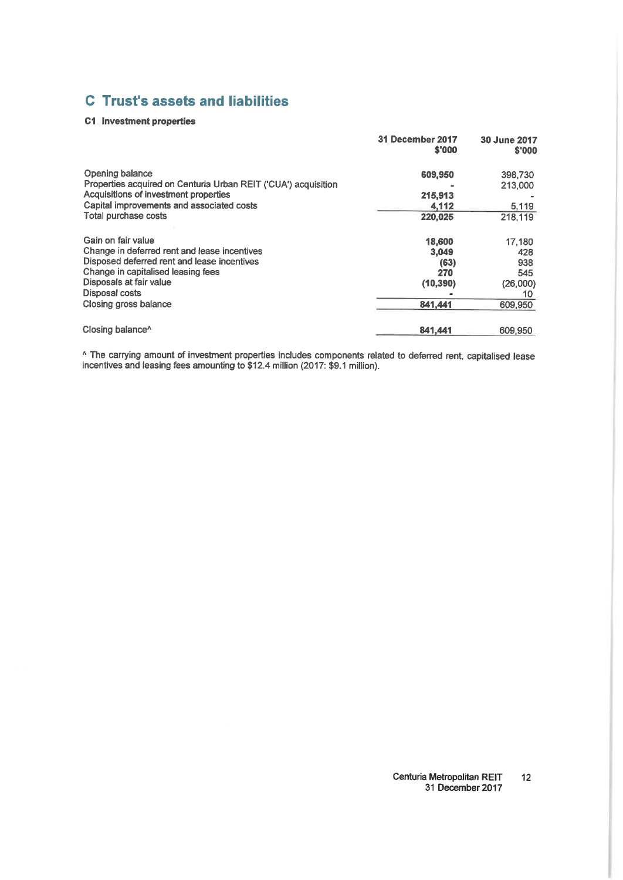# C Trust's assets and liabilities

### C1 Investment properties

| | 31 December 2017 $'000 | 30 June 2017 $'000 |
|---|---|---|
| Opening balance | 609,950 | 398,730 |
| Properties acquired on Centuria Urban REIT ('CUA') acquisition | - | 213,000 |
| Acquisitions of investment properties | 215,913 | - |
| Capital improvements and associated costs | 4,112 | 5,119 |
| Total purchase costs | 220,025 | 218,119 |
| | | |
| Gain on fair value | 18,600 | 17,180 |
| Change in deferred rent and lease incentives | 3,049 | 428 |
| Disposed deferred rent and lease incentives | (63) | 938 |
| Change in capitalised leasing fees | 270 | 545 |
| Disposals at fair value | (10,390) | (26,000) |
| Disposal costs | - | 10 |
| Closing gross balance | 841,441 | 609,950 |
| | | |
| Closing balance^ | 841,441 | 609,950 |

^ The carrying amount of investment properties includes components related to deferred rent, capitalised lease incentives and leasing fees amounting to $12.4 million (2017: $9.1 million).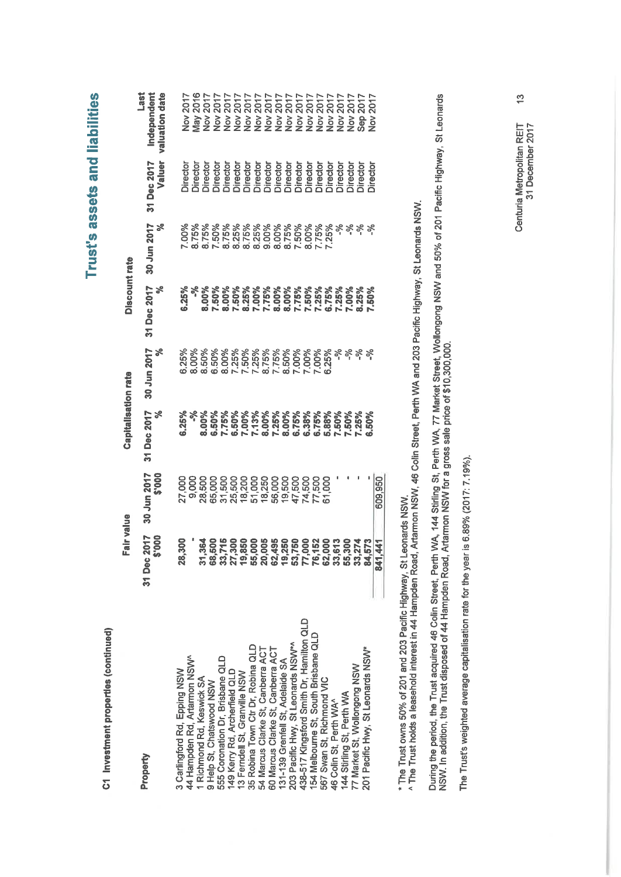# Trust's assets and liabilities

## C1 Investment properties (continued)

| Property | Fair value | | Capitalisation rate | | Discount rate | | | Last |
|---|---|---|---|---|---|---|---|---|
| | 31 Dec 2017 $'000 | 30 Jun 2017 $'000 | 31 Dec 2017 % | 30 Jun 2017 % | 31 Dec 2017 % | 30 Jun 2017 % | 31 Dec 2017 Valuer | Independent valuation date |
| 3 Carlingford Rd, Epping NSW | 28,300 | 27,000 | 6.25% | 6.25% | 6.25% | 7.00% | Director | Nov 2017 |
| 44 Hampden Rd, Artarmon NSW^ | - | 9,000 | -% | 8.00% | -% | 8.75% | Director | May 2016 |
| 1 Richmond Rd, Keswick SA | 31,364 | 28,500 | 8.00% | 8.50% | 8.00% | 8.75% | Director | Nov 2017 |
| 9 Help St, Chatswood NSW | 68,500 | 65,000 | 6.50% | 6.50% | 7.50% | 7.50% | Director | Nov 2017 |
| 555 Coronation Dr, Brisbane QLD | 33,715 | 31,500 | 7.75% | 8.00% | 8.00% | 8.75% | Director | Nov 2017 |
| 149 Kerry Rd, Archerfield QLD | 27,300 | 25,500 | 6.50% | 7.25% | 7.50% | 8.25% | Director | Nov 2017 |
| 13 Ferndell St, Granville NSW | 19,850 | 18,200 | 7.00% | 7.50% | 8.25% | 8.75% | Director | Nov 2017 |
| 35 Robina Town Ctr Dr, Robina QLD | 55,000 | 51,000 | 7.13% | 7.25% | 7.00% | 8.25% | Director | Nov 2017 |
| 54 Marcus Clarke St, Canberra ACT | 20,005 | 18,250 | 8.00% | 8.75% | 7.75% | 9.00% | Director | Nov 2017 |
| 60 Marcus Clarke St, Canberra ACT | 62,495 | 56,000 | 7.25% | 7.75% | 8.00% | 8.00% | Director | Nov 2017 |
| 131-139 Grenfell St, Adelaide SA | 19,250 | 19,500 | 8.00% | 8.50% | 8.00% | 8.75% | Director | Nov 2017 |
| 203 Pacific Hwy, St Leonards NSW*^ | 53,750 | 47,500 | 6.75% | 7.00% | 7.75% | 7.50% | Director | Nov 2017 |
| 438-517 Kingsford Smith Dr, Hamilton QLD | 77,000 | 74,500 | 6.38% | 7.00% | 7.50% | 8.00% | Director | Nov 2017 |
| 154 Melbourne St, South Brisbane QLD | 76,152 | 77,500 | 6.75% | 7.00% | 7.25% | 7.75% | Director | Nov 2017 |
| 567 Swan St, Richmond VIC | 62,000 | 61,000 | 5.88% | 6.25% | 6.75% | 7.25% | Director | Nov 2017 |
| 46 Colin St, Perth WA^ | 33,613 | - | 7.50% | -% | 7.25% | -% | Director | Nov 2017 |
| 144 Stirling St, Perth WA | 55,300 | - | 7.50% | -% | 7.00% | -% | Director | Nov 2017 |
| 77 Market St, Wollongong NSW | 33,274 | - | 7.25% | -% | 8.25% | -% | Director | Sep 2017 |
| 201 Pacific Hwy, St Leonards NSW* | 84,573 | - | 6.50% | -% | 7.50% | -% | Director | Nov 2017 |
| | 841,441 | 609,950 | | | | | | |

\* The Trust owns 50% of 201 and 203 Pacific Highway, St Leonards NSW.
^ The Trust holds a leasehold interest in 44 Hampden Road, Artarmon NSW, 46 Colin Street, Perth WA and 203 Pacific Highway, St Leonards NSW.

During the period, the Trust acquired 46 Colin Street, Perth WA, 144 Stirling St, Perth WA, 77 Market Street, Wollongong NSW and 50% of 201 Pacific Highway, St Leonards NSW. In addition, the Trust disposed of 44 Hampden Road, Artarmon NSW for a gross sale price of $10,300,000.

The Trust's weighted average capitalisation rate for the year is 6.89% (2017: 7.19%).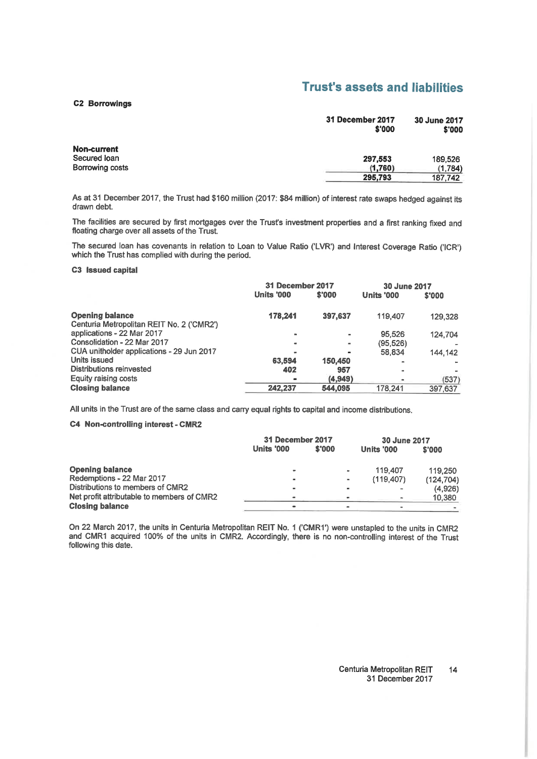# Trust's assets and liabilities

### C2 Borrowings

| | 31 December 2017 $'000 | 30 June 2017 $'000 |
|---|---|---|
| **Non-current** | | |
| Secured loan | **297,553** | 189,526 |
| Borrowing costs | **(1,760)** | (1,784) |
| | **295,793** | 187,742 |

As at 31 December 2017, the Trust had $160 million (2017: $84 million) of interest rate swaps hedged against its drawn debt.

The facilities are secured by first mortgages over the Trust's investment properties and a first ranking fixed and floating charge over all assets of the Trust.

The secured loan has covenants in relation to Loan to Value Ratio ('LVR') and Interest Coverage Ratio ('ICR') which the Trust has complied with during the period.

### C3 Issued capital

| | 31 December 2017 | | 30 June 2017 | |
|---|---|---|---|---|
| | Units '000 | $'000 | Units '000 | $'000 |
| **Opening balance** | **178,241** | **397,637** | 119,407 | 129,328 |
| Centuria Metropolitan REIT No. 2 ('CMR2') applications - 22 Mar 2017 | - | - | 95,526 | 124,704 |
| Consolidation - 22 Mar 2017 | - | - | (95,526) | - |
| CUA unitholder applications - 29 Jun 2017 | - | - | 58,834 | 144,142 |
| Units issued | **63,594** | **150,450** | - | - |
| Distributions reinvested | **402** | **957** | - | - |
| Equity raising costs | - | **(4,949)** | - | (537) |
| **Closing balance** | **242,237** | **544,095** | 178,241 | 397,637 |

All units in the Trust are of the same class and carry equal rights to capital and income distributions.

### C4 Non-controlling interest - CMR2

| | 31 December 2017 | | 30 June 2017 | |
|---|---|---|---|---|
| | Units '000 | $'000 | Units '000 | $'000 |
| **Opening balance** | - | - | 119,407 | 119,250 |
| Redemptions - 22 Mar 2017 | - | - | (119,407) | (124,704) |
| Distributions to members of CMR2 | - | - | - | (4,926) |
| Net profit attributable to members of CMR2 | - | - | - | 10,380 |
| **Closing balance** | - | - | - | - |

On 22 March 2017, the units in Centuria Metropolitan REIT No. 1 ('CMR1') were unstapled to the units in CMR2 and CMR1 acquired 100% of the units in CMR2. Accordingly, there is no non-controlling interest of the Trust following this date.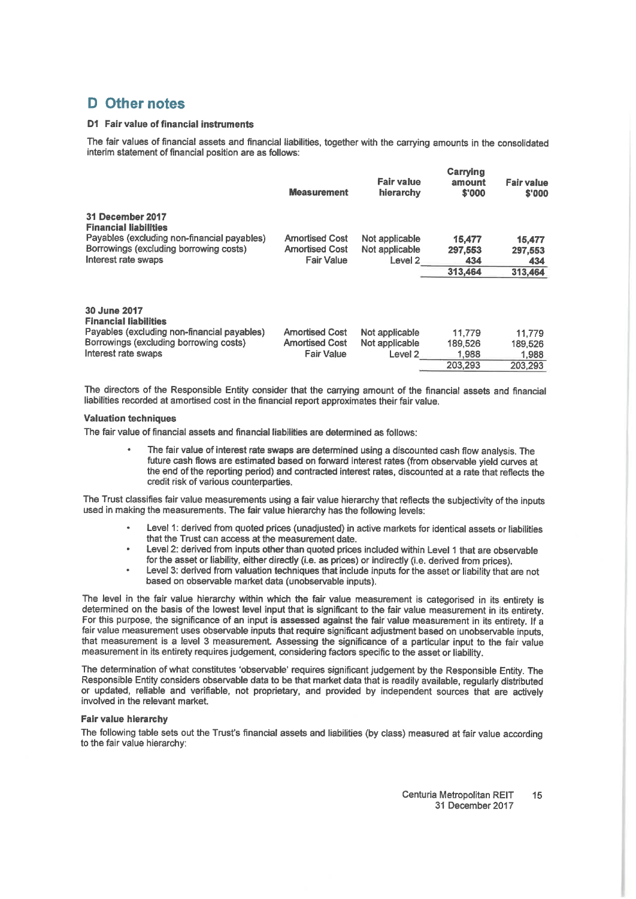# D Other notes

### D1 Fair value of financial instruments

The fair values of financial assets and financial liabilities, together with the carrying amounts in the consolidated interim statement of financial position are as follows:

| | Measurement | Fair value hierarchy | Carrying amount $'000 | Fair value $'000 |
|---|---|---|---|---|
| **31 December 2017** | | | | |
| **Financial liabilities** | | | | |
| Payables (excluding non-financial payables) | Amortised Cost | Not applicable | **15,477** | **15,477** |
| Borrowings (excluding borrowing costs) | Amortised Cost | Not applicable | **297,553** | **297,553** |
| Interest rate swaps | Fair Value | Level 2 | **434** | **434** |
| | | | **313,464** | **313,464** |
| **30 June 2017** | | | | |
| **Financial liabilities** | | | | |
| Payables (excluding non-financial payables) | Amortised Cost | Not applicable | 11,779 | 11,779 |
| Borrowings (excluding borrowing costs) | Amortised Cost | Not applicable | 189,526 | 189,526 |
| Interest rate swaps | Fair Value | Level 2 | 1,988 | 1,988 |
| | | | 203,293 | 203,293 |

The directors of the Responsible Entity consider that the carrying amount of the financial assets and financial liabilities recorded at amortised cost in the financial report approximates their fair value.

**Valuation techniques**

The fair value of financial assets and financial liabilities are determined as follows:

- The fair value of interest rate swaps are determined using a discounted cash flow analysis. The future cash flows are estimated based on forward interest rates (from observable yield curves at the end of the reporting period) and contracted interest rates, discounted at a rate that reflects the credit risk of various counterparties.

The Trust classifies fair value measurements using a fair value hierarchy that reflects the subjectivity of the inputs used in making the measurements. The fair value hierarchy has the following levels:

- Level 1: derived from quoted prices (unadjusted) in active markets for identical assets or liabilities that the Trust can access at the measurement date.
- Level 2: derived from inputs other than quoted prices included within Level 1 that are observable for the asset or liability, either directly (i.e. as prices) or indirectly (i.e. derived from prices).
- Level 3: derived from valuation techniques that include inputs for the asset or liability that are not based on observable market data (unobservable inputs).

The level in the fair value hierarchy within which the fair value measurement is categorised in its entirety is determined on the basis of the lowest level input that is significant to the fair value measurement in its entirety. For this purpose, the significance of an input is assessed against the fair value measurement in its entirety. If a fair value measurement uses observable inputs that require significant adjustment based on unobservable inputs, that measurement is a level 3 measurement. Assessing the significance of a particular input to the fair value measurement in its entirety requires judgement, considering factors specific to the asset or liability.

The determination of what constitutes 'observable' requires significant judgement by the Responsible Entity. The Responsible Entity considers observable data to be that market data that is readily available, regularly distributed or updated, reliable and verifiable, not proprietary, and provided by independent sources that are actively involved in the relevant market.

**Fair value hierarchy**

The following table sets out the Trust's financial assets and liabilities (by class) measured at fair value according to the fair value hierarchy: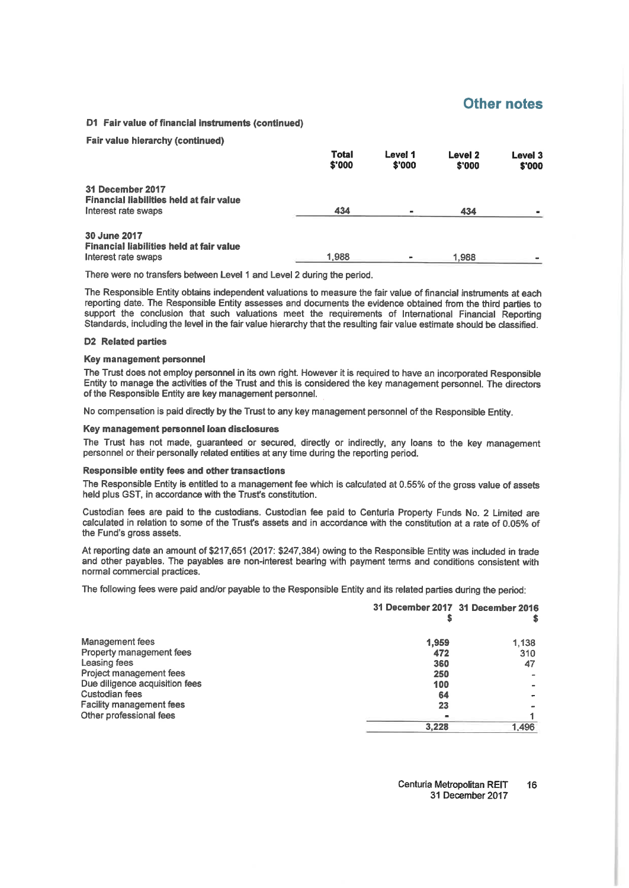# Other notes

### D1 Fair value of financial instruments (continued)

**Fair value hierarchy (continued)**

| | Total $'000 | Level 1 $'000 | Level 2 $'000 | Level 3 $'000 |
|---|---|---|---|---|
| **31 December 2017** | | | | |
| **Financial liabilities held at fair value** | | | | |
| Interest rate swaps | 434 | - | 434 | - |
| **30 June 2017** | | | | |
| **Financial liabilities held at fair value** | | | | |
| Interest rate swaps | 1,988 | - | 1,988 | - |

There were no transfers between Level 1 and Level 2 during the period.

The Responsible Entity obtains independent valuations to measure the fair value of financial instruments at each reporting date. The Responsible Entity assesses and documents the evidence obtained from the third parties to support the conclusion that such valuations meet the requirements of International Financial Reporting Standards, including the level in the fair value hierarchy that the resulting fair value estimate should be classified.

### D2 Related parties

**Key management personnel**

The Trust does not employ personnel in its own right. However it is required to have an incorporated Responsible Entity to manage the activities of the Trust and this is considered the key management personnel. The directors of the Responsible Entity are key management personnel.

No compensation is paid directly by the Trust to any key management personnel of the Responsible Entity.

**Key management personnel loan disclosures**

The Trust has not made, guaranteed or secured, directly or indirectly, any loans to the key management personnel or their personally related entities at any time during the reporting period.

**Responsible entity fees and other transactions**

The Responsible Entity is entitled to a management fee which is calculated at 0.55% of the gross value of assets held plus GST, in accordance with the Trust's constitution.

Custodian fees are paid to the custodians. Custodian fee paid to Centuria Property Funds No. 2 Limited are calculated in relation to some of the Trust's assets and in accordance with the constitution at a rate of 0.05% of the Fund's gross assets.

At reporting date an amount of $217,651 (2017: $247,384) owing to the Responsible Entity was included in trade and other payables. The payables are non-interest bearing with payment terms and conditions consistent with normal commercial practices.

The following fees were paid and/or payable to the Responsible Entity and its related parties during the period:

| | 31 December 2017 $ | 31 December 2016 $ |
|---|---|---|
| Management fees | 1,959 | 1,138 |
| Property management fees | 472 | 310 |
| Leasing fees | 360 | 47 |
| Project management fees | 250 | - |
| Due diligence acquisition fees | 100 | - |
| Custodian fees | 64 | - |
| Facility management fees | 23 | - |
| Other professional fees | - | 1 |
| | 3,228 | 1,496 |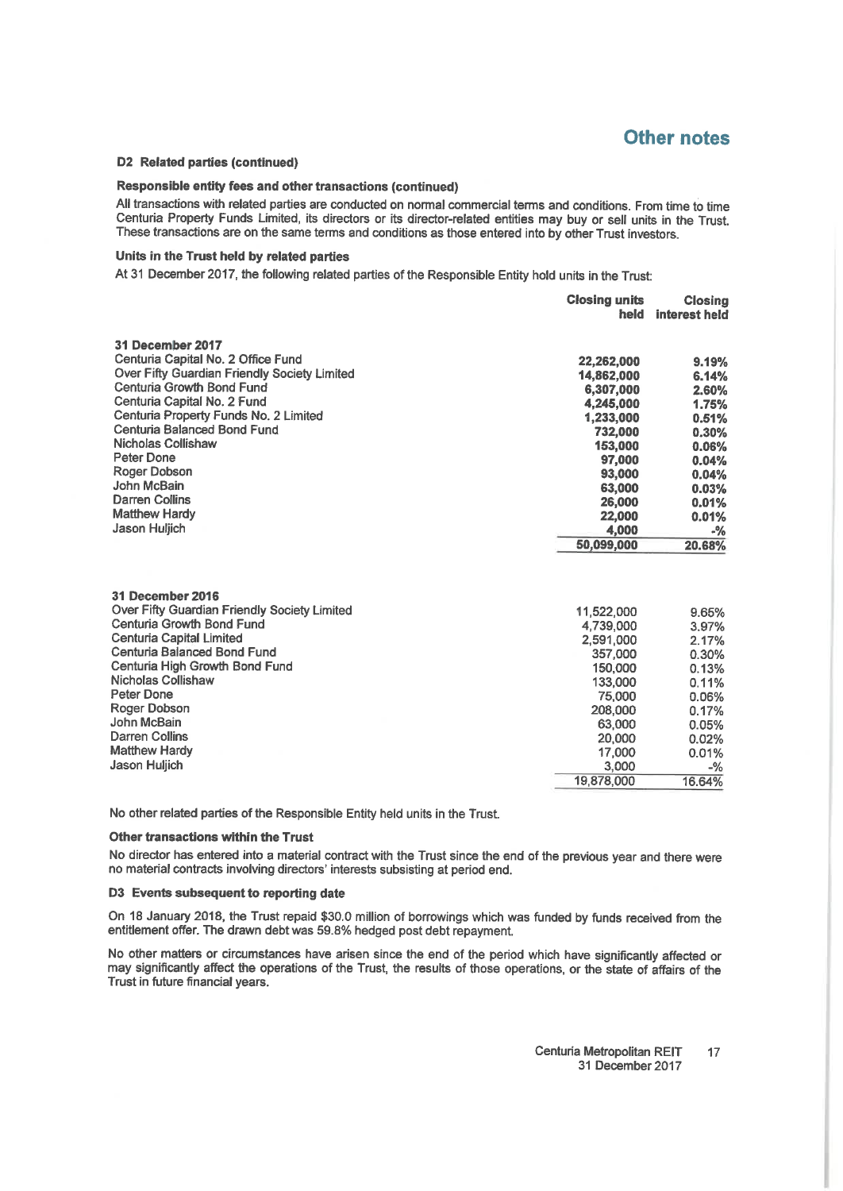# Other notes

### D2 Related parties (continued)

#### Responsible entity fees and other transactions (continued)

All transactions with related parties are conducted on normal commercial terms and conditions. From time to time Centuria Property Funds Limited, its directors or its director-related entities may buy or sell units in the Trust. These transactions are on the same terms and conditions as those entered into by other Trust investors.

#### Units in the Trust held by related parties

At 31 December 2017, the following related parties of the Responsible Entity hold units in the Trust:

| | Closing units held | Closing interest held |
|---|---|---|
| **31 December 2017** | | |
| Centuria Capital No. 2 Office Fund | **22,262,000** | **9.19%** |
| Over Fifty Guardian Friendly Society Limited | **14,862,000** | **6.14%** |
| Centuria Growth Bond Fund | **6,307,000** | **2.60%** |
| Centuria Capital No. 2 Fund | **4,245,000** | **1.75%** |
| Centuria Property Funds No. 2 Limited | **1,233,000** | **0.51%** |
| Centuria Balanced Bond Fund | **732,000** | **0.30%** |
| Nicholas Collishaw | **153,000** | **0.06%** |
| Peter Done | **97,000** | **0.04%** |
| Roger Dobson | **93,000** | **0.04%** |
| John McBain | **63,000** | **0.03%** |
| Darren Collins | **26,000** | **0.01%** |
| Matthew Hardy | **22,000** | **0.01%** |
| Jason Huljich | **4,000** | **-%** |
| | **50,099,000** | **20.68%** |

| | Closing units held | Closing interest held |
|---|---|---|
| **31 December 2016** | | |
| Over Fifty Guardian Friendly Society Limited | 11,522,000 | 9.65% |
| Centuria Growth Bond Fund | 4,739,000 | 3.97% |
| Centuria Capital Limited | 2,591,000 | 2.17% |
| Centuria Balanced Bond Fund | 357,000 | 0.30% |
| Centuria High Growth Bond Fund | 150,000 | 0.13% |
| Nicholas Collishaw | 133,000 | 0.11% |
| Peter Done | 75,000 | 0.06% |
| Roger Dobson | 208,000 | 0.17% |
| John McBain | 63,000 | 0.05% |
| Darren Collins | 20,000 | 0.02% |
| Matthew Hardy | 17,000 | 0.01% |
| Jason Huljich | 3,000 | -% |
| | 19,878,000 | 16.64% |

No other related parties of the Responsible Entity held units in the Trust.

#### Other transactions within the Trust

No director has entered into a material contract with the Trust since the end of the previous year and there were no material contracts involving directors' interests subsisting at period end.

### D3 Events subsequent to reporting date

On 18 January 2018, the Trust repaid $30.0 million of borrowings which was funded by funds received from the entitlement offer. The drawn debt was 59.8% hedged post debt repayment.

No other matters or circumstances have arisen since the end of the period which have significantly affected or may significantly affect the operations of the Trust, the results of those operations, or the state of affairs of the Trust in future financial years.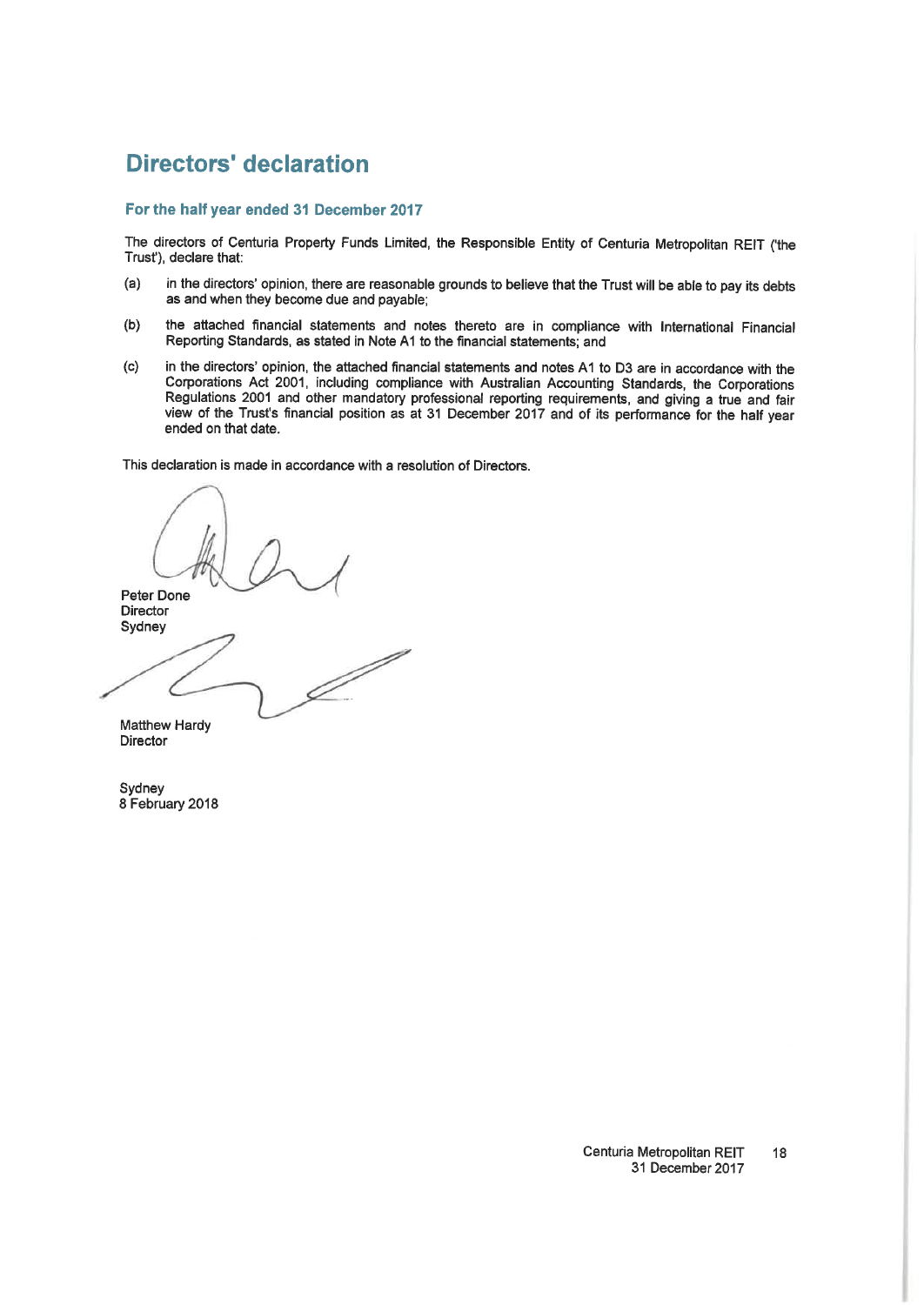# Directors' declaration

## For the half year ended 31 December 2017

The directors of Centuria Property Funds Limited, the Responsible Entity of Centuria Metropolitan REIT ('the Trust'), declare that:

(a) in the directors' opinion, there are reasonable grounds to believe that the Trust will be able to pay its debts as and when they become due and payable;

(b) the attached financial statements and notes thereto are in compliance with International Financial Reporting Standards, as stated in Note A1 to the financial statements; and

(c) in the directors' opinion, the attached financial statements and notes A1 to D3 are in accordance with the Corporations Act 2001, including compliance with Australian Accounting Standards, the Corporations Regulations 2001 and other mandatory professional reporting requirements, and giving a true and fair view of the Trust's financial position as at 31 December 2017 and of its performance for the half year ended on that date.

This declaration is made in accordance with a resolution of Directors.

Peter Done
Director
Sydney

Matthew Hardy
Director

Sydney
8 February 2018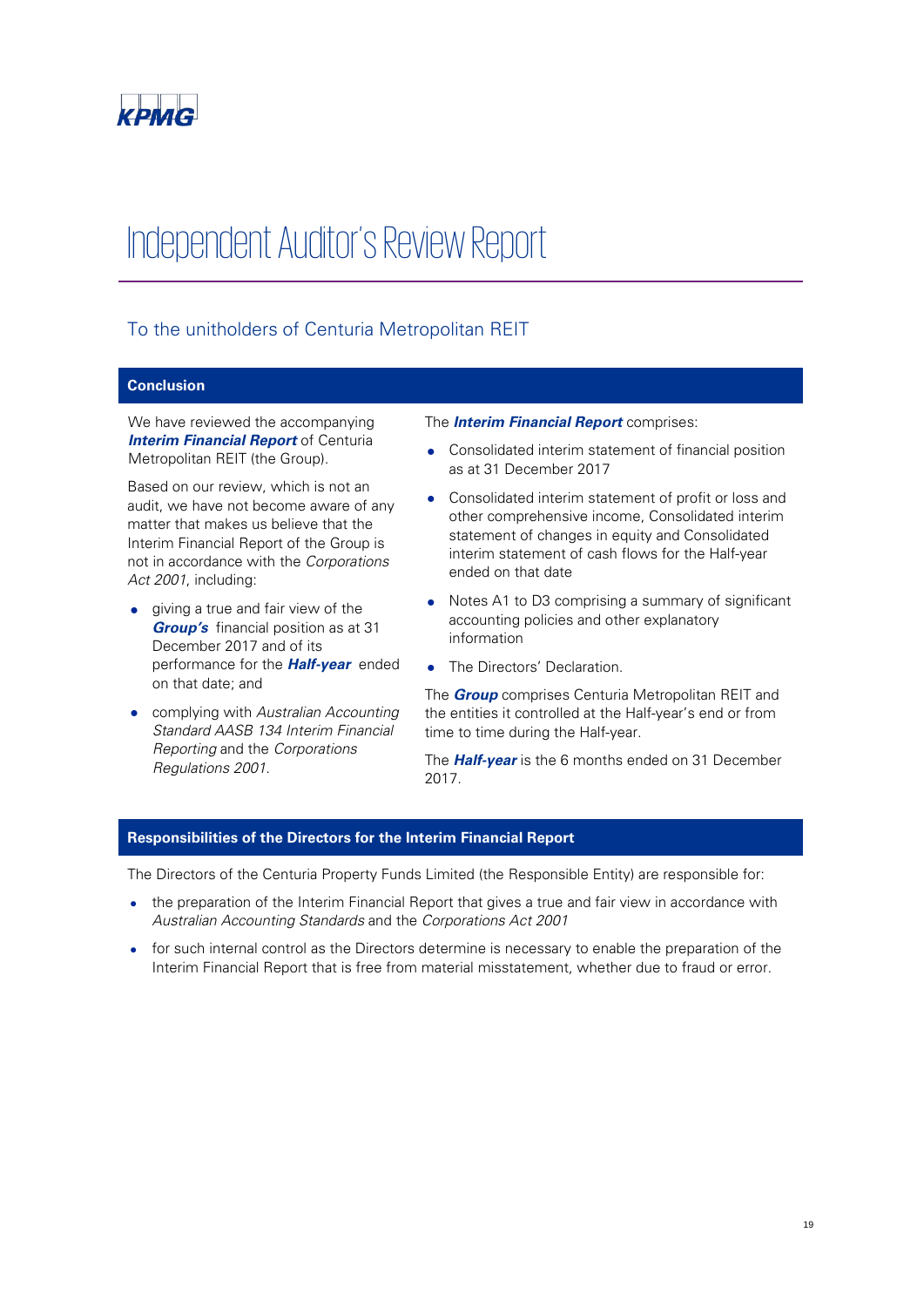KPMG

# Independent Auditor's Review Report

## To the unitholders of Centuria Metropolitan REIT

### Conclusion

We have reviewed the accompanying ***Interim Financial Report*** of Centuria Metropolitan REIT (the Group).

Based on our review, which is not an audit, we have not become aware of any matter that makes us believe that the Interim Financial Report of the Group is not in accordance with the *Corporations Act 2001*, including:

- giving a true and fair view of the ***Group's*** financial position as at 31 December 2017 and of its performance for the ***Half-year*** ended on that date; and
- complying with *Australian Accounting Standard AASB 134 Interim Financial Reporting* and the *Corporations Regulations 2001*.

The ***Interim Financial Report*** comprises:

- Consolidated interim statement of financial position as at 31 December 2017
- Consolidated interim statement of profit or loss and other comprehensive income, Consolidated interim statement of changes in equity and Consolidated interim statement of cash flows for the Half-year ended on that date
- Notes A1 to D3 comprising a summary of significant accounting policies and other explanatory information
- The Directors' Declaration.

The ***Group*** comprises Centuria Metropolitan REIT and the entities it controlled at the Half-year's end or from time to time during the Half-year.

The ***Half-year*** is the 6 months ended on 31 December 2017.

### Responsibilities of the Directors for the Interim Financial Report

The Directors of the Centuria Property Funds Limited (the Responsible Entity) are responsible for:

- the preparation of the Interim Financial Report that gives a true and fair view in accordance with *Australian Accounting Standards* and the *Corporations Act 2001*
- for such internal control as the Directors determine is necessary to enable the preparation of the Interim Financial Report that is free from material misstatement, whether due to fraud or error.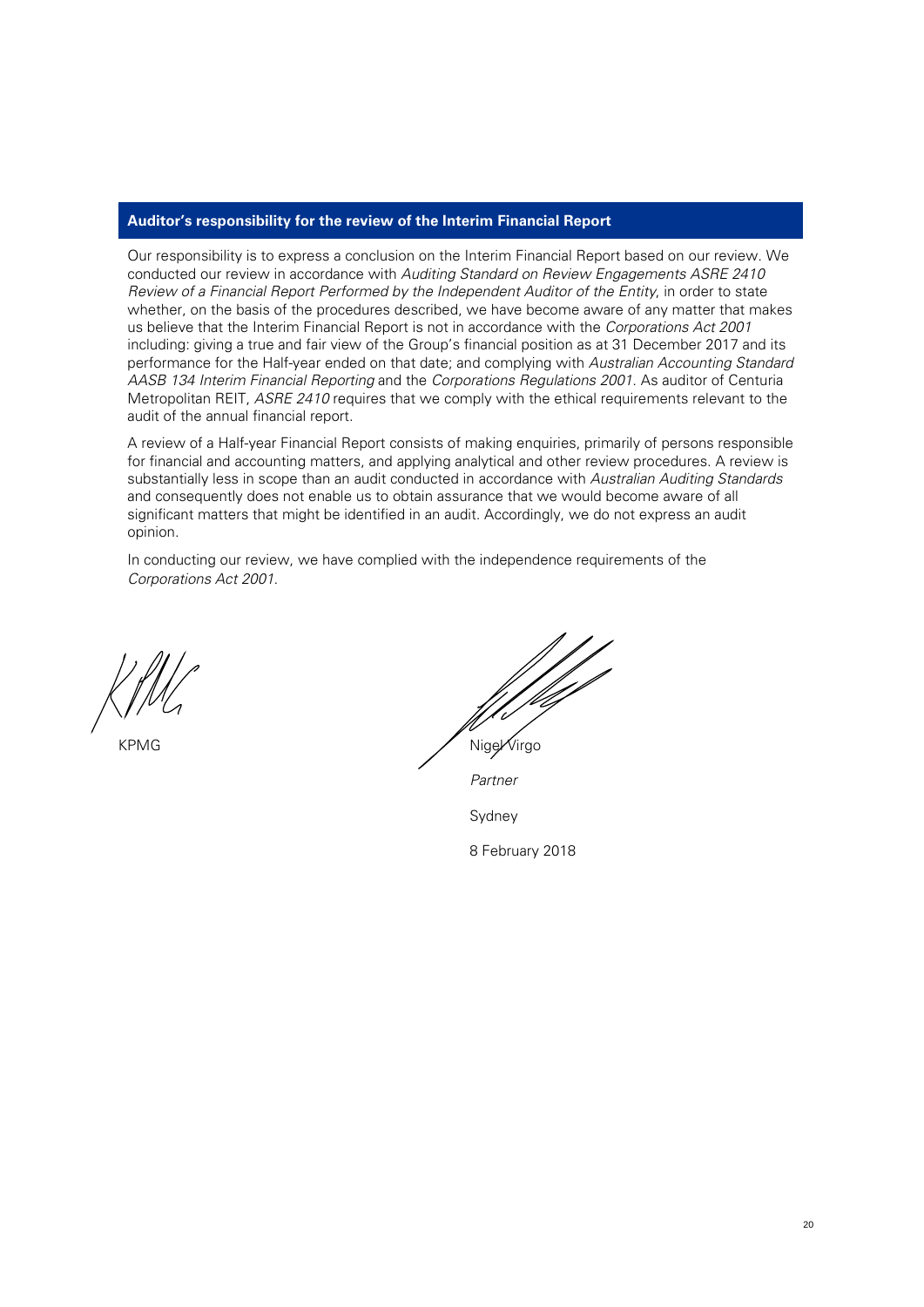## Auditor's responsibility for the review of the Interim Financial Report

Our responsibility is to express a conclusion on the Interim Financial Report based on our review. We conducted our review in accordance with *Auditing Standard on Review Engagements ASRE 2410 Review of a Financial Report Performed by the Independent Auditor of the Entity*, in order to state whether, on the basis of the procedures described, we have become aware of any matter that makes us believe that the Interim Financial Report is not in accordance with the *Corporations Act 2001* including: giving a true and fair view of the Group's financial position as at 31 December 2017 and its performance for the Half-year ended on that date; and complying with *Australian Accounting Standard AASB 134 Interim Financial Reporting* and the *Corporations Regulations 2001*. As auditor of Centuria Metropolitan REIT, *ASRE 2410* requires that we comply with the ethical requirements relevant to the audit of the annual financial report.

A review of a Half-year Financial Report consists of making enquiries, primarily of persons responsible for financial and accounting matters, and applying analytical and other review procedures. A review is substantially less in scope than an audit conducted in accordance with *Australian Auditing Standards* and consequently does not enable us to obtain assurance that we would become aware of all significant matters that might be identified in an audit. Accordingly, we do not express an audit opinion.

In conducting our review, we have complied with the independence requirements of the *Corporations Act 2001*.

KPMG

Nigel Virgo

*Partner*

Sydney

8 February 2018